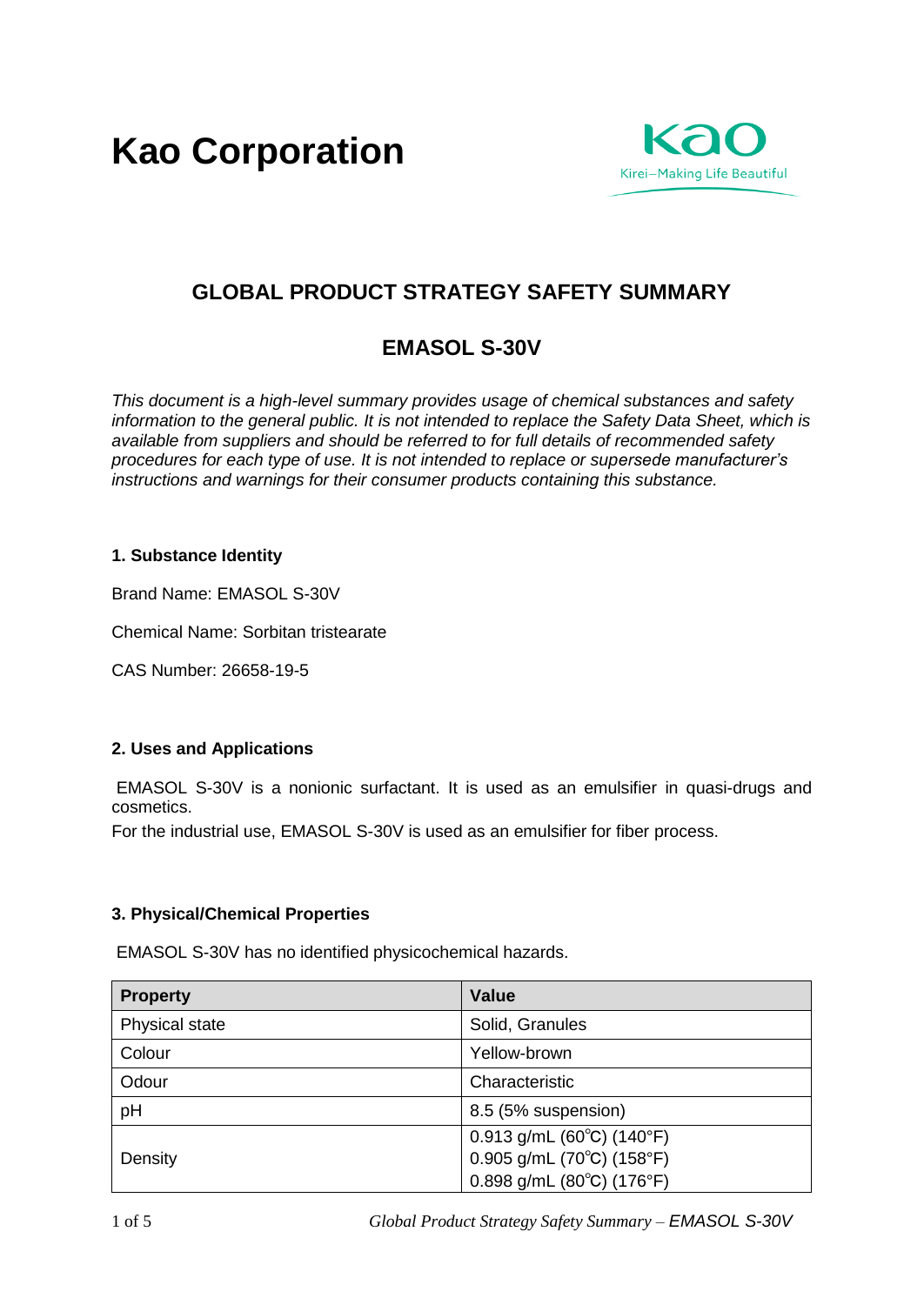# Kao Corporation

Kao
Kirei–Making Life Beautiful

## GLOBAL PRODUCT STRATEGY SAFETY SUMMARY

## EMASOL S-30V

*This document is a high-level summary provides usage of chemical substances and safety information to the general public. It is not intended to replace the Safety Data Sheet, which is available from suppliers and should be referred to for full details of recommended safety procedures for each type of use. It is not intended to replace or supersede manufacturer's instructions and warnings for their consumer products containing this substance.*

### 1. Substance Identity

Brand Name: EMASOL S-30V

Chemical Name: Sorbitan tristearate

CAS Number: 26658-19-5

### 2. Uses and Applications

EMASOL S-30V is a nonionic surfactant. It is used as an emulsifier in quasi-drugs and cosmetics.

For the industrial use, EMASOL S-30V is used as an emulsifier for fiber process.

### 3. Physical/Chemical Properties

EMASOL S-30V has no identified physicochemical hazards.

| Property | Value |
|---|---|
| Physical state | Solid, Granules |
| Colour | Yellow-brown |
| Odour | Characteristic |
| pH | 8.5 (5% suspension) |
| Density | 0.913 g/mL (60℃) (140°F)<br>0.905 g/mL (70℃) (158°F)<br>0.898 g/mL (80℃) (176°F) |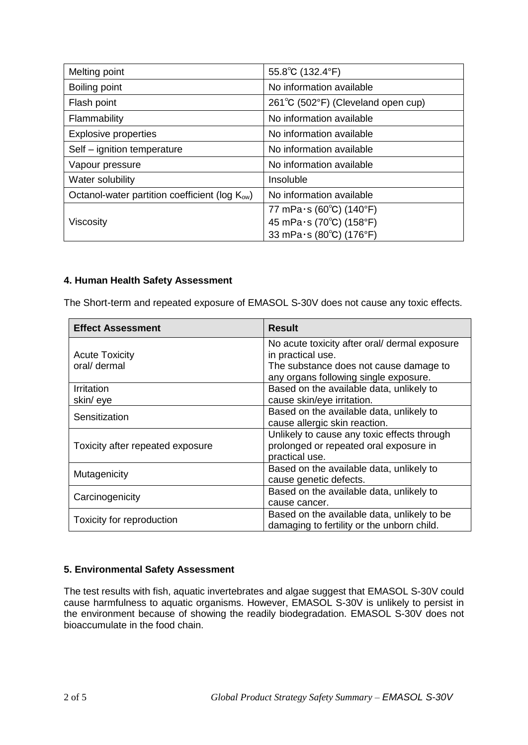| Melting point | 55.8℃ (132.4°F) |
|---|---|
| Boiling point | No information available |
| Flash point | 261℃ (502°F) (Cleveland open cup) |
| Flammability | No information available |
| Explosive properties | No information available |
| Self – ignition temperature | No information available |
| Vapour pressure | No information available |
| Water solubility | Insoluble |
| Octanol-water partition coefficient (log $K_{ow}$) | No information available |
| Viscosity | 77 mPa·s (60℃) (140°F)<br>45 mPa·s (70℃) (158°F)<br>33 mPa·s (80℃) (176°F) |

#### 4. Human Health Safety Assessment

The Short-term and repeated exposure of EMASOL S-30V does not cause any toxic effects.

| Effect Assessment | Result |
|---|---|
| Acute Toxicity<br>oral/ dermal | No acute toxicity after oral/ dermal exposure in practical use.<br>The substance does not cause damage to any organs following single exposure. |
| Irritation<br>skin/ eye | Based on the available data, unlikely to cause skin/eye irritation. |
| Sensitization | Based on the available data, unlikely to cause allergic skin reaction. |
| Toxicity after repeated exposure | Unlikely to cause any toxic effects through prolonged or repeated oral exposure in practical use. |
| Mutagenicity | Based on the available data, unlikely to cause genetic defects. |
| Carcinogenicity | Based on the available data, unlikely to cause cancer. |
| Toxicity for reproduction | Based on the available data, unlikely to be damaging to fertility or the unborn child. |

#### 5. Environmental Safety Assessment

The test results with fish, aquatic invertebrates and algae suggest that EMASOL S-30V could cause harmfulness to aquatic organisms. However, EMASOL S-30V is unlikely to persist in the environment because of showing the readily biodegradation. EMASOL S-30V does not bioaccumulate in the food chain.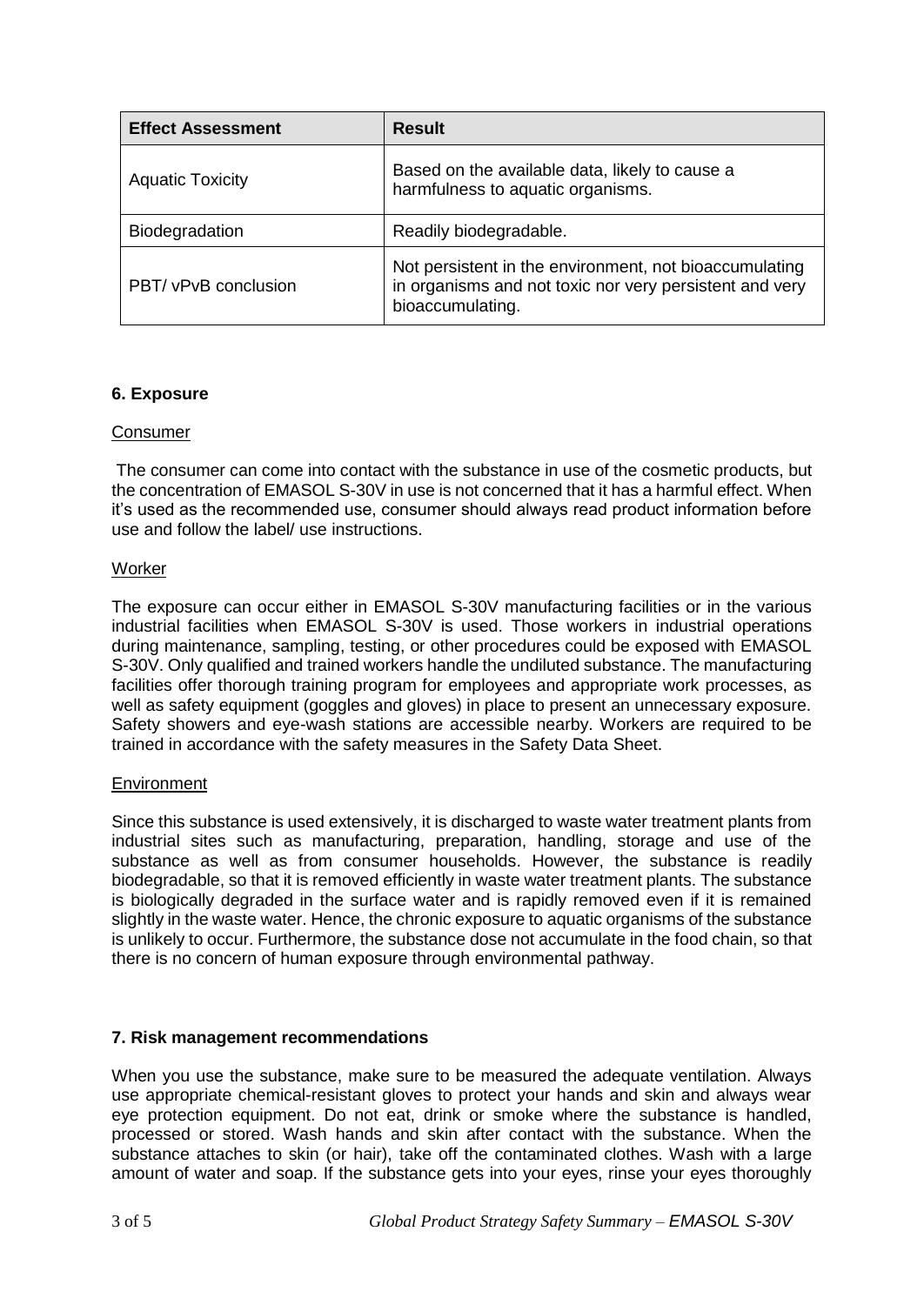| Effect Assessment | Result |
| --- | --- |
| Aquatic Toxicity | Based on the available data, likely to cause a harmfulness to aquatic organisms. |
| Biodegradation | Readily biodegradable. |
| PBT/ vPvB conclusion | Not persistent in the environment, not bioaccumulating in organisms and not toxic nor very persistent and very bioaccumulating. |

### 6. Exposure

Consumer

The consumer can come into contact with the substance in use of the cosmetic products, but the concentration of EMASOL S-30V in use is not concerned that it has a harmful effect. When it's used as the recommended use, consumer should always read product information before use and follow the label/ use instructions.

Worker

The exposure can occur either in EMASOL S-30V manufacturing facilities or in the various industrial facilities when EMASOL S-30V is used. Those workers in industrial operations during maintenance, sampling, testing, or other procedures could be exposed with EMASOL S-30V. Only qualified and trained workers handle the undiluted substance. The manufacturing facilities offer thorough training program for employees and appropriate work processes, as well as safety equipment (goggles and gloves) in place to present an unnecessary exposure. Safety showers and eye-wash stations are accessible nearby. Workers are required to be trained in accordance with the safety measures in the Safety Data Sheet.

Environment

Since this substance is used extensively, it is discharged to waste water treatment plants from industrial sites such as manufacturing, preparation, handling, storage and use of the substance as well as from consumer households. However, the substance is readily biodegradable, so that it is removed efficiently in waste water treatment plants. The substance is biologically degraded in the surface water and is rapidly removed even if it is remained slightly in the waste water. Hence, the chronic exposure to aquatic organisms of the substance is unlikely to occur. Furthermore, the substance dose not accumulate in the food chain, so that there is no concern of human exposure through environmental pathway.

### 7. Risk management recommendations

When you use the substance, make sure to be measured the adequate ventilation. Always use appropriate chemical-resistant gloves to protect your hands and skin and always wear eye protection equipment. Do not eat, drink or smoke where the substance is handled, processed or stored. Wash hands and skin after contact with the substance. When the substance attaches to skin (or hair), take off the contaminated clothes. Wash with a large amount of water and soap. If the substance gets into your eyes, rinse your eyes thoroughly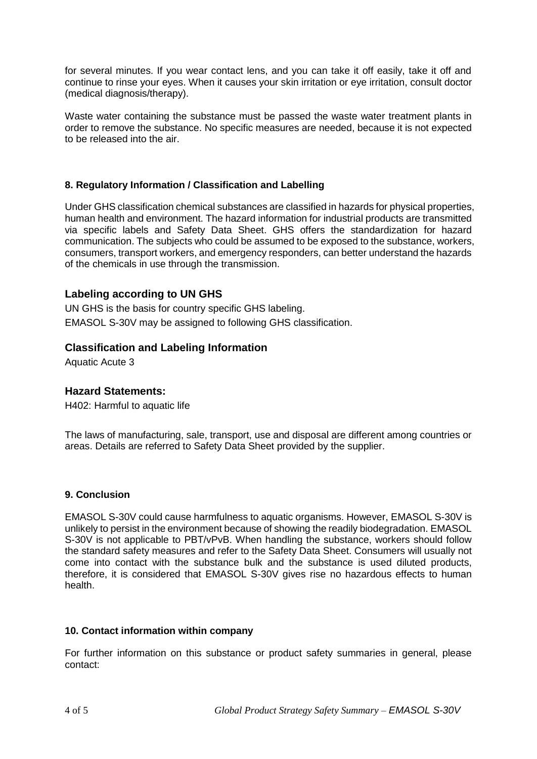for several minutes. If you wear contact lens, and you can take it off easily, take it off and continue to rinse your eyes. When it causes your skin irritation or eye irritation, consult doctor (medical diagnosis/therapy).

Waste water containing the substance must be passed the waste water treatment plants in order to remove the substance. No specific measures are needed, because it is not expected to be released into the air.

## 8. Regulatory Information / Classification and Labelling

Under GHS classification chemical substances are classified in hazards for physical properties, human health and environment. The hazard information for industrial products are transmitted via specific labels and Safety Data Sheet. GHS offers the standardization for hazard communication. The subjects who could be assumed to be exposed to the substance, workers, consumers, transport workers, and emergency responders, can better understand the hazards of the chemicals in use through the transmission.

### Labeling according to UN GHS

UN GHS is the basis for country specific GHS labeling.
EMASOL S-30V may be assigned to following GHS classification.

### Classification and Labeling Information

Aquatic Acute 3

### Hazard Statements:

H402: Harmful to aquatic life

The laws of manufacturing, sale, transport, use and disposal are different among countries or areas. Details are referred to Safety Data Sheet provided by the supplier.

## 9. Conclusion

EMASOL S-30V could cause harmfulness to aquatic organisms. However, EMASOL S-30V is unlikely to persist in the environment because of showing the readily biodegradation. EMASOL S-30V is not applicable to PBT/vPvB. When handling the substance, workers should follow the standard safety measures and refer to the Safety Data Sheet. Consumers will usually not come into contact with the substance bulk and the substance is used diluted products, therefore, it is considered that EMASOL S-30V gives rise no hazardous effects to human health.

## 10. Contact information within company

For further information on this substance or product safety summaries in general, please contact: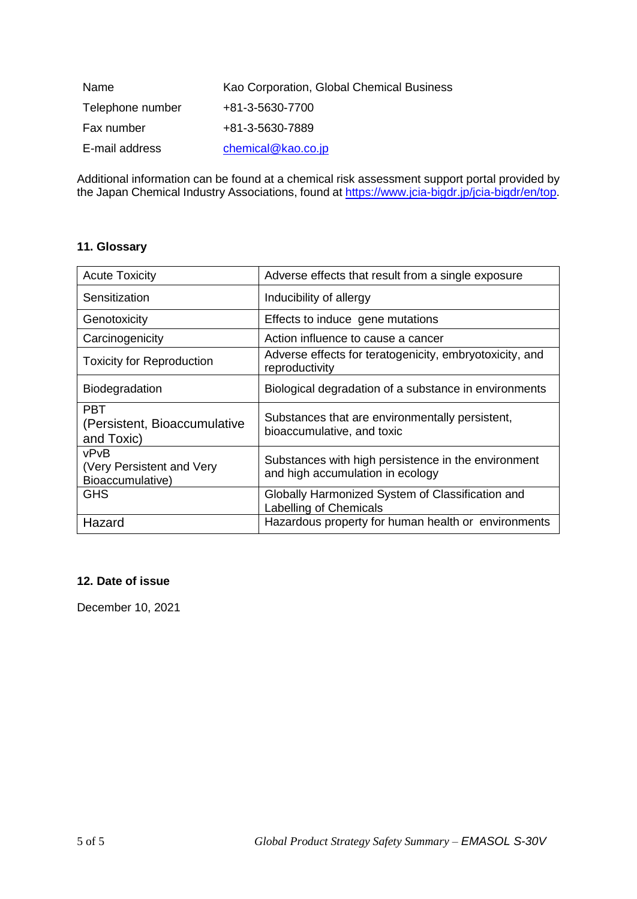| | |
|---|---|
| Name | Kao Corporation, Global Chemical Business |
| Telephone number | +81-3-5630-7700 |
| Fax number | +81-3-5630-7889 |
| E-mail address | chemical@kao.co.jp |

Additional information can be found at a chemical risk assessment support portal provided by the Japan Chemical Industry Associations, found at https://www.jcia-bigdr.jp/jcia-bigdr/en/top.

## 11. Glossary

| | |
|---|---|
| Acute Toxicity | Adverse effects that result from a single exposure |
| Sensitization | Inducibility of allergy |
| Genotoxicity | Effects to induce gene mutations |
| Carcinogenicity | Action influence to cause a cancer |
| Toxicity for Reproduction | Adverse effects for teratogenicity, embryotoxicity, and reproductivity |
| Biodegradation | Biological degradation of a substance in environments |
| PBT (Persistent, Bioaccumulative and Toxic) | Substances that are environmentally persistent, bioaccumulative, and toxic |
| vPvB (Very Persistent and Very Bioaccumulative) | Substances with high persistence in the environment and high accumulation in ecology |
| GHS | Globally Harmonized System of Classification and Labelling of Chemicals |
| Hazard | Hazardous property for human health or environments |

## 12. Date of issue

December 10, 2021